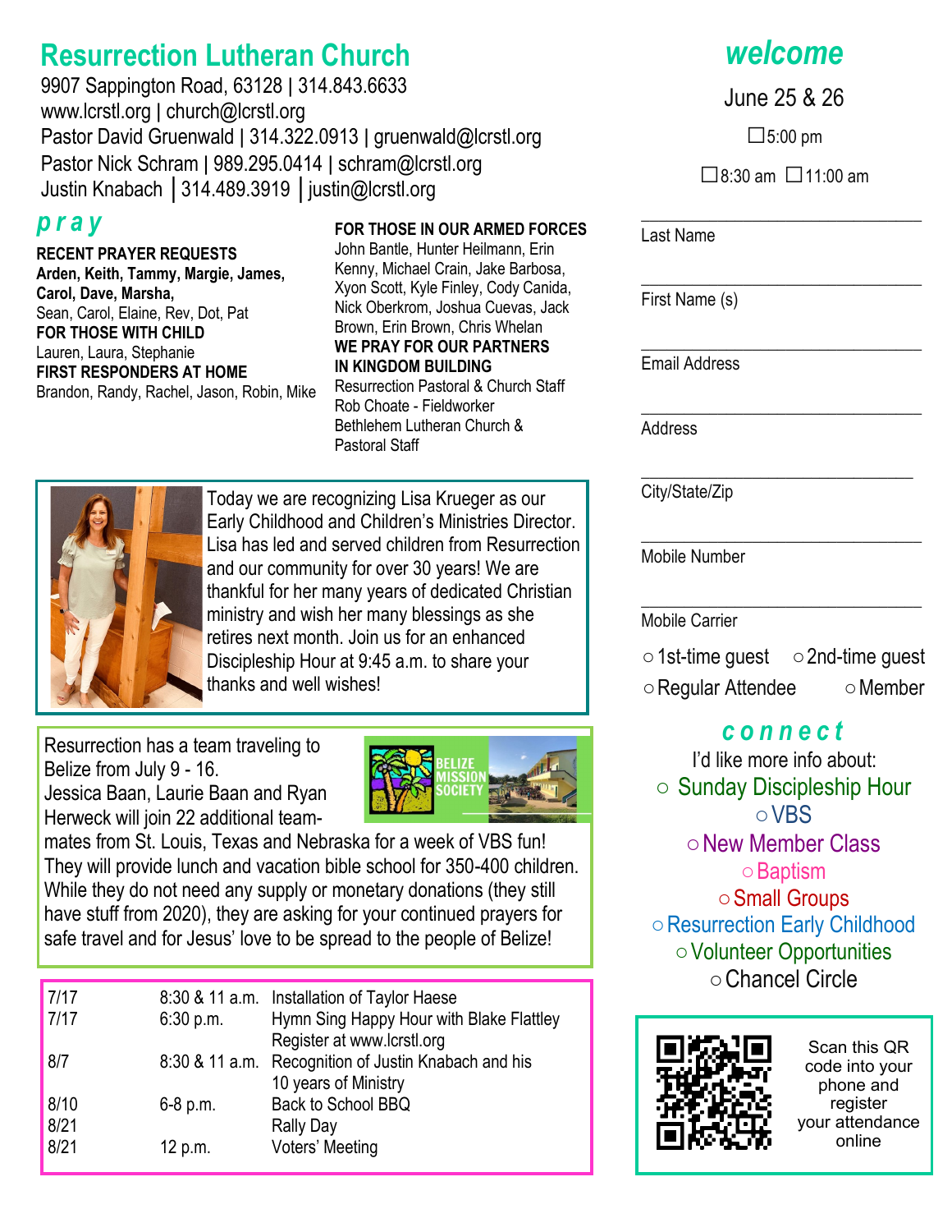# Resurrection Lutheran Church

9907 Sappington Road, 63128 | 314.843.6633
www.lcrstl.org | church@lcrstl.org
Pastor David Gruenwald | 314.322.0913 | gruenwald@lcrstl.org
Pastor Nick Schram | 989.295.0414 | schram@lcrstl.org
Justin Knabach | 314.489.3919 | justin@lcrstl.org

## pray

**RECENT PRAYER REQUESTS**

**Arden, Keith, Tammy, Margie, James, Carol, Dave, Marsha,**
Sean, Carol, Elaine, Rev, Dot, Pat

**FOR THOSE WITH CHILD**

Lauren, Laura, Stephanie

**FIRST RESPONDERS AT HOME**

Brandon, Randy, Rachel, Jason, Robin, Mike

**FOR THOSE IN OUR ARMED FORCES**

John Bantle, Hunter Heilmann, Erin Kenny, Michael Crain, Jake Barbosa, Xyon Scott, Kyle Finley, Cody Canida, Nick Oberkrom, Joshua Cuevas, Jack Brown, Erin Brown, Chris Whelan

**WE PRAY FOR OUR PARTNERS IN KINGDOM BUILDING**

Resurrection Pastoral & Church Staff
Rob Choate - Fieldworker
Bethlehem Lutheran Church & Pastoral Staff

Today we are recognizing Lisa Krueger as our Early Childhood and Children's Ministries Director. Lisa has led and served children from Resurrection and our community for over 30 years! We are thankful for her many years of dedicated Christian ministry and wish her many blessings as she retires next month. Join us for an enhanced Discipleship Hour at 9:45 a.m. to share your thanks and well wishes!

Resurrection has a team traveling to Belize from July 9 - 16. Jessica Baan, Laurie Baan and Ryan Herweck will join 22 additional team-mates from St. Louis, Texas and Nebraska for a week of VBS fun! They will provide lunch and vacation bible school for 350-400 children. While they do not need any supply or monetary donations (they still have stuff from 2020), they are asking for your continued prayers for safe travel and for Jesus' love to be spread to the people of Belize!

| | | |
|---|---|---|
| 7/17 | 8:30 & 11 a.m. | Installation of Taylor Haese |
| 7/17 | 6:30 p.m. | Hymn Sing Happy Hour with Blake Flattley Register at www.lcrstl.org |
| 8/7 | 8:30 & 11 a.m. | Recognition of Justin Knabach and his 10 years of Ministry |
| 8/10 | 6-8 p.m. | Back to School BBQ |
| 8/21 | | Rally Day |
| 8/21 | 12 p.m. | Voters' Meeting |

## welcome

June 25 & 26

☐ 5:00 pm

☐ 8:30 am ☐ 11:00 am

\_\_\_\_\_\_\_\_\_\_\_\_\_\_\_\_\_\_\_\_
Last Name

\_\_\_\_\_\_\_\_\_\_\_\_\_\_\_\_\_\_\_\_
First Name (s)

\_\_\_\_\_\_\_\_\_\_\_\_\_\_\_\_\_\_\_\_
Email Address

\_\_\_\_\_\_\_\_\_\_\_\_\_\_\_\_\_\_\_\_
Address

\_\_\_\_\_\_\_\_\_\_\_\_\_\_\_\_\_\_\_\_
City/State/Zip

\_\_\_\_\_\_\_\_\_\_\_\_\_\_\_\_\_\_\_\_
Mobile Number

\_\_\_\_\_\_\_\_\_\_\_\_\_\_\_\_\_\_\_\_
Mobile Carrier

○ 1st-time guest ○ 2nd-time guest
○ Regular Attendee ○ Member

## connect

I'd like more info about:

○ Sunday Discipleship Hour
○ VBS
○ New Member Class
○ Baptism
○ Small Groups
○ Resurrection Early Childhood
○ Volunteer Opportunities
○ Chancel Circle

Scan this QR code into your phone and register your attendance online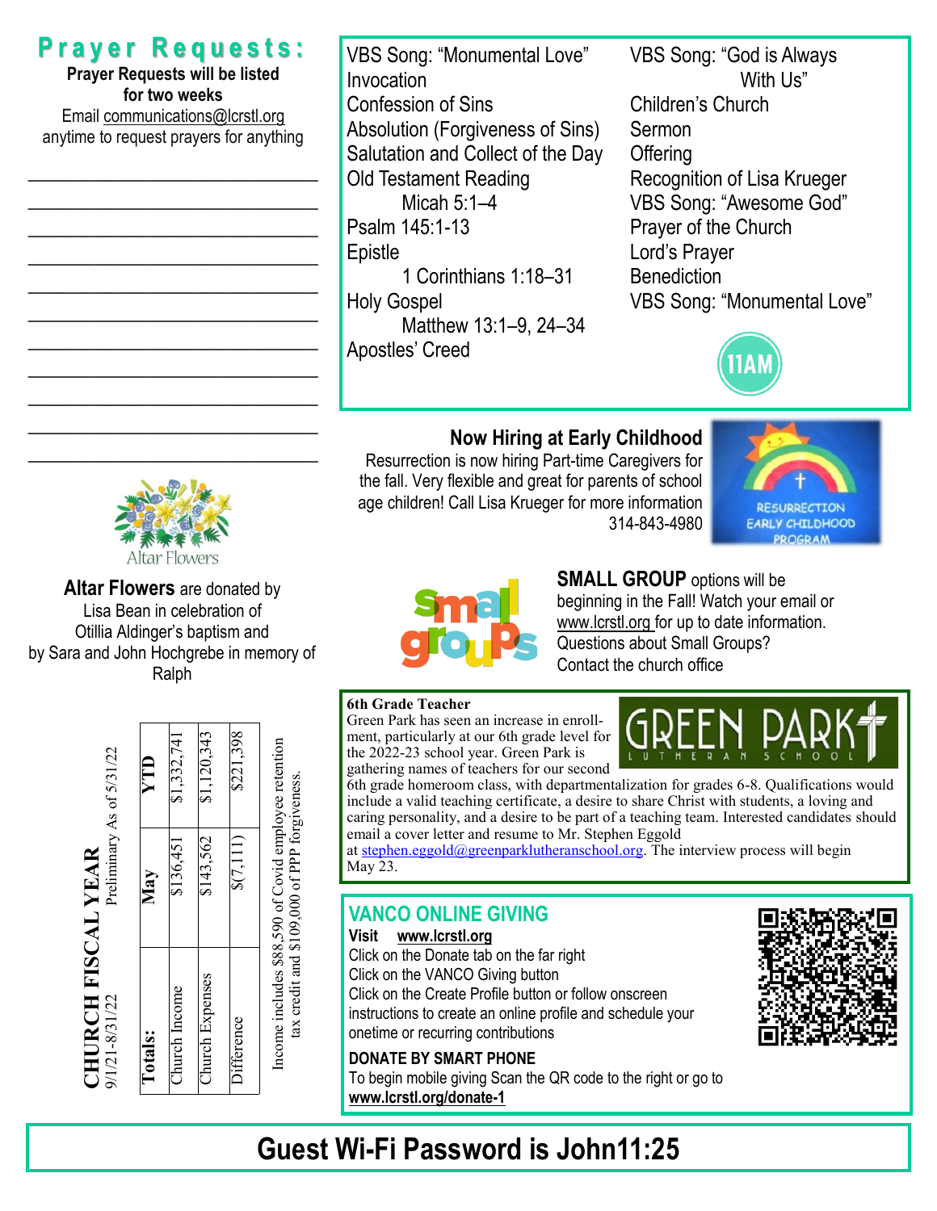## Prayer Requests:

**Prayer Requests will be listed for two weeks**

Email communications@lcrstl.org anytime to request prayers for anything

______________________________

______________________________

______________________________

______________________________

______________________________

______________________________

______________________________

______________________________

______________________________

______________________________

______________________________

Altar Flowers

**Altar Flowers** are donated by Lisa Bean in celebration of Otillia Aldinger's baptism and by Sara and John Hochgrebe in memory of Ralph

**CHURCH FISCAL YEAR**
9/1/21-8/31/22 Preliminary As of 5/31/22

| **Totals:** | **May** | **YTD** |
|---|---|---|
| Church Income | $136,451 | $1,332,741 |
| Church Expenses | $143,562 | $1,120,343 |
| Difference | $(7,111) | $221,398 |

Income includes $88,590 of Covid employee retention tax credit and $109,000 of PPP forgiveness.

VBS Song: "Monumental Love"
Invocation
Confession of Sins
Absolution (Forgiveness of Sins)
Salutation and Collect of the Day
Old Testament Reading
Micah 5:1–4
Psalm 145:1-13
Epistle
1 Corinthians 1:18–31
Holy Gospel
Matthew 13:1–9, 24–34
Apostles' Creed
VBS Song: "God is Always With Us"
Children's Church
Sermon
Offering
Recognition of Lisa Krueger
VBS Song: "Awesome God"
Prayer of the Church
Lord's Prayer
Benediction
VBS Song: "Monumental Love"

11AM

### Now Hiring at Early Childhood

Resurrection is now hiring Part-time Caregivers for the fall. Very flexible and great for parents of school age children! Call Lisa Krueger for more information 314-843-4980

RESURRECTION EARLY CHILDHOOD PROGRAM

small groups

**SMALL GROUP** options will be beginning in the Fall! Watch your email or www.lcrstl.org for up to date information. Questions about Small Groups? Contact the church office

**6th Grade Teacher**

GREEN PARK LUTHERAN SCHOOL

Green Park has seen an increase in enrollment, particularly at our 6th grade level for the 2022-23 school year. Green Park is gathering names of teachers for our second 6th grade homeroom class, with departmentalization for grades 6-8. Qualifications would include a valid teaching certificate, a desire to share Christ with students, a loving and caring personality, and a desire to be part of a teaching team. Interested candidates should email a cover letter and resume to Mr. Stephen Eggold at stephen.eggold@greenparklutheranschool.org. The interview process will begin May 23.

### VANCO ONLINE GIVING

**Visit** **www.lcrstl.org**
Click on the Donate tab on the far right
Click on the VANCO Giving button
Click on the Create Profile button or follow onscreen instructions to create an online profile and schedule your onetime or recurring contributions

**DONATE BY SMART PHONE**
To begin mobile giving Scan the QR code to the right or go to **www.lcrstl.org/donate-1**

## Guest Wi-Fi Password is John11:25